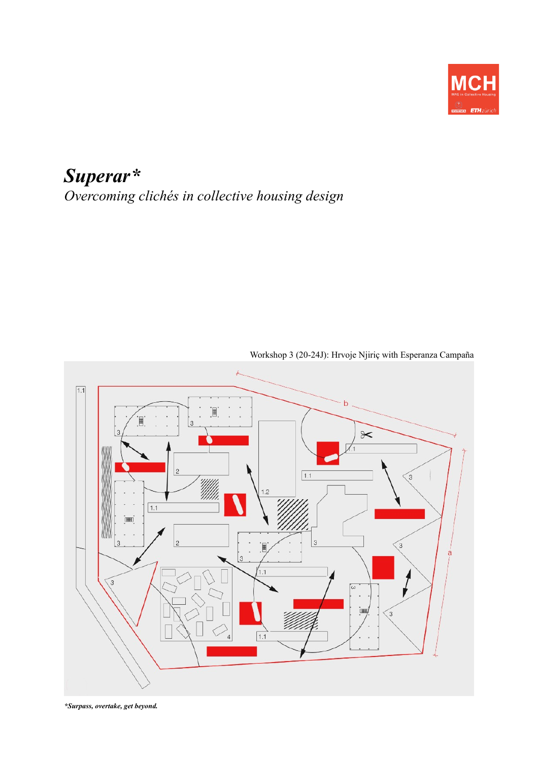# *Superar**

*Overcoming clichés in collective housing design*

Workshop 3 (20-24J): Hrvoje Njiriç with Esperanza Campaña

***Surpass, overtake, get beyond.**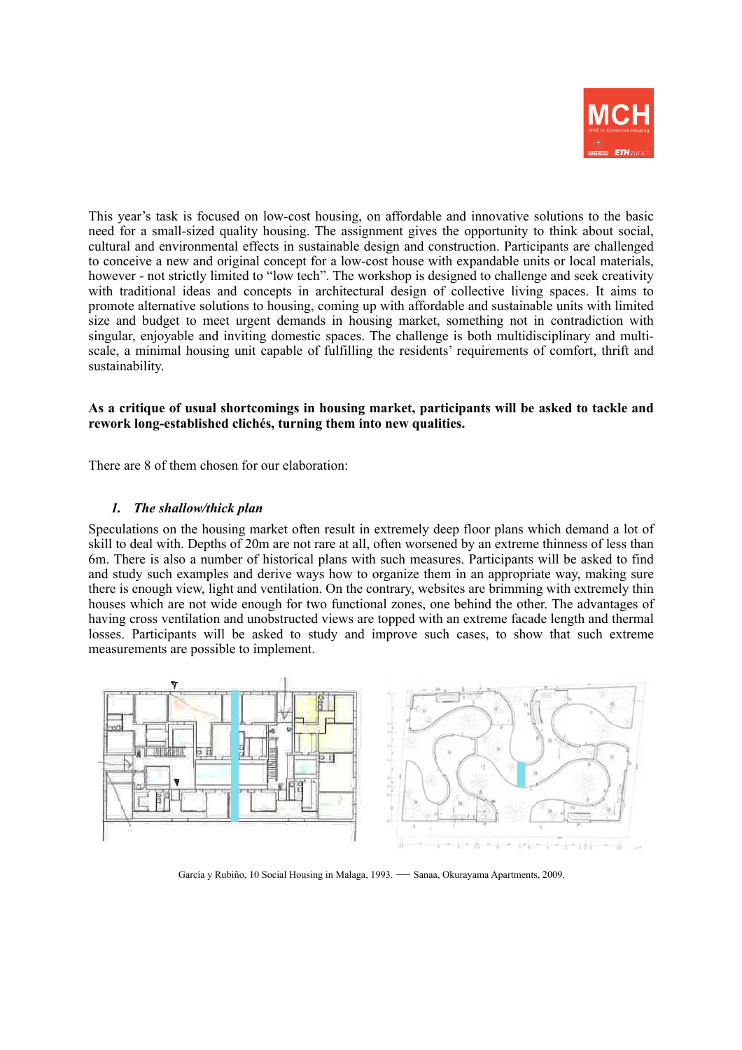This year's task is focused on low-cost housing, on affordable and innovative solutions to the basic need for a small-sized quality housing. The assignment gives the opportunity to think about social, cultural and environmental effects in sustainable design and construction. Participants are challenged to conceive a new and original concept for a low-cost house with expandable units or local materials, however - not strictly limited to "low tech". The workshop is designed to challenge and seek creativity with traditional ideas and concepts in architectural design of collective living spaces. It aims to promote alternative solutions to housing, coming up with affordable and sustainable units with limited size and budget to meet urgent demands in housing market, something not in contradiction with singular, enjoyable and inviting domestic spaces. The challenge is both multidisciplinary and multi-scale, a minimal housing unit capable of fulfilling the residents' requirements of comfort, thrift and sustainability.

**As a critique of usual shortcomings in housing market, participants will be asked to tackle and rework long-established clichés, turning them into new qualities.**

There are 8 of them chosen for our elaboration:

### *1. The shallow/thick plan*

Speculations on the housing market often result in extremely deep floor plans which demand a lot of skill to deal with. Depths of 20m are not rare at all, often worsened by an extreme thinness of less than 6m. There is also a number of historical plans with such measures. Participants will be asked to find and study such examples and derive ways how to organize them in an appropriate way, making sure there is enough view, light and ventilation. On the contrary, websites are brimming with extremely thin houses which are not wide enough for two functional zones, one behind the other. The advantages of having cross ventilation and unobstructed views are topped with an extreme facade length and thermal losses. Participants will be asked to study and improve such cases, to show that such extreme measurements are possible to implement.

García y Rubiño, 10 Social Housing in Malaga, 1993. — Sanaa, Okurayama Apartments, 2009.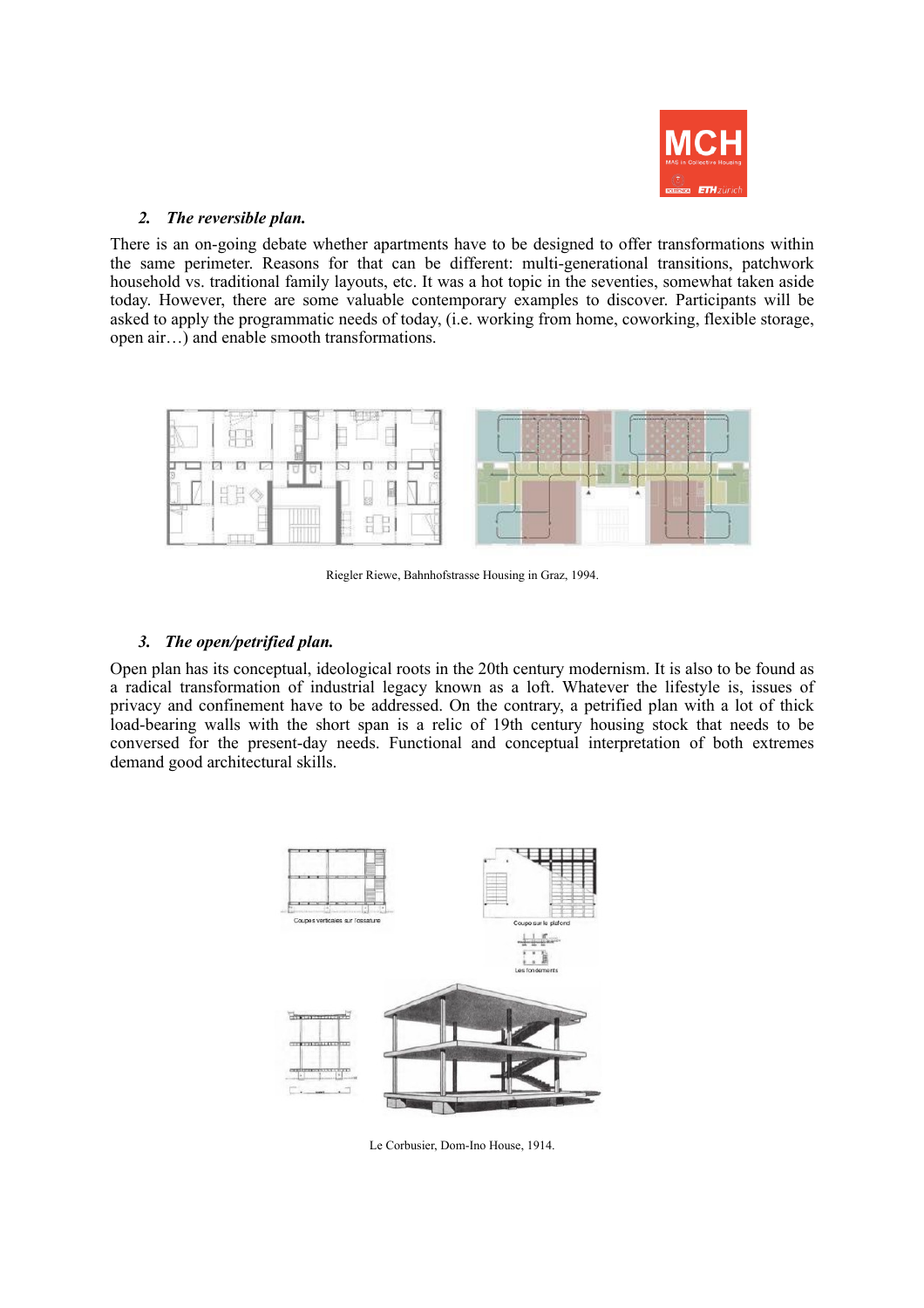### 2. *The reversible plan.*

There is an on-going debate whether apartments have to be designed to offer transformations within the same perimeter. Reasons for that can be different: multi-generational transitions, patchwork household vs. traditional family layouts, etc. It was a hot topic in the seventies, somewhat taken aside today. However, there are some valuable contemporary examples to discover. Participants will be asked to apply the programmatic needs of today, (i.e. working from home, coworking, flexible storage, open air…) and enable smooth transformations.

Riegler Riewe, Bahnhofstrasse Housing in Graz, 1994.

### 3. *The open/petrified plan.*

Open plan has its conceptual, ideological roots in the 20th century modernism. It is also to be found as a radical transformation of industrial legacy known as a loft. Whatever the lifestyle is, issues of privacy and confinement have to be addressed. On the contrary, a petrified plan with a lot of thick load-bearing walls with the short span is a relic of 19th century housing stock that needs to be conversed for the present-day needs. Functional and conceptual interpretation of both extremes demand good architectural skills.

Le Corbusier, Dom-Ino House, 1914.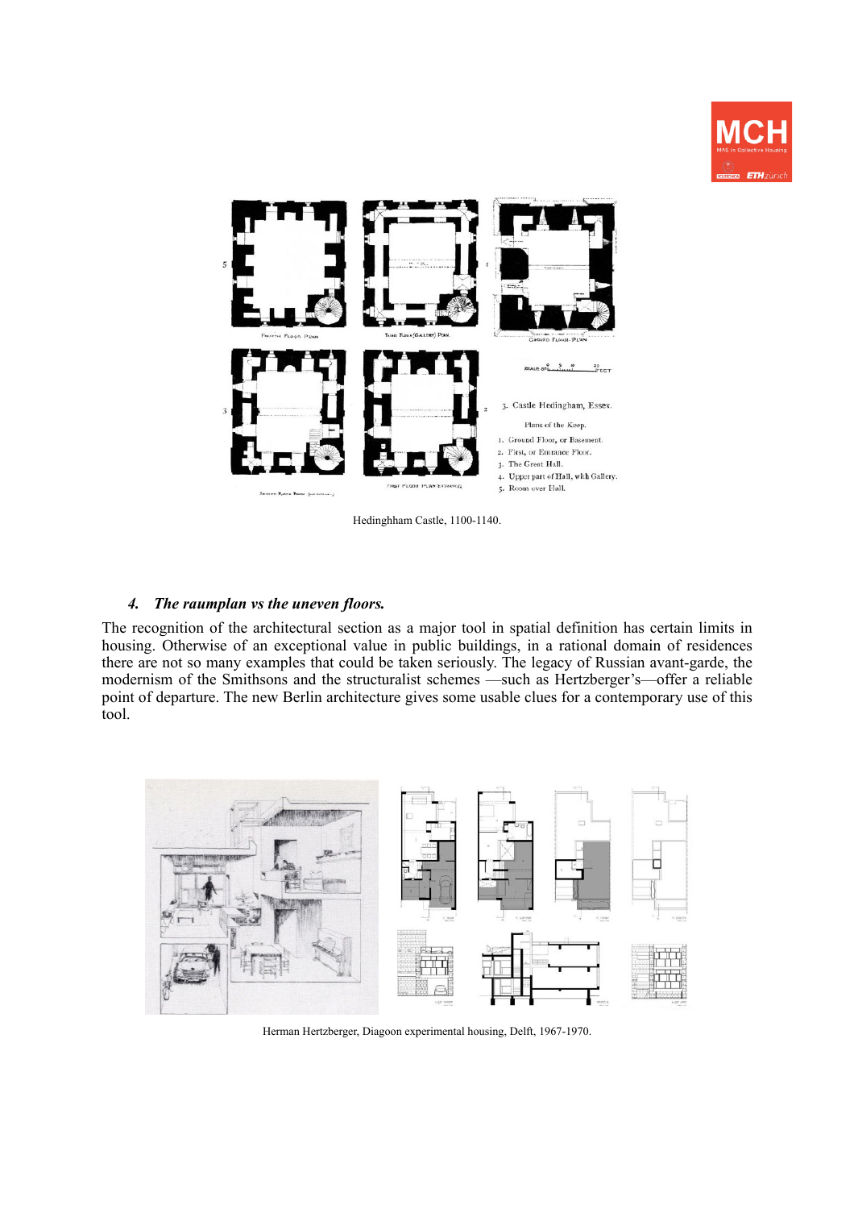Hedinghham Castle, 1100-1140.

### 4. *The raumplan vs the uneven floors.*

The recognition of the architectural section as a major tool in spatial definition has certain limits in housing. Otherwise of an exceptional value in public buildings, in a rational domain of residences there are not so many examples that could be taken seriously. The legacy of Russian avant-garde, the modernism of the Smithsons and the structuralist schemes —such as Hertzberger's—offer a reliable point of departure. The new Berlin architecture gives some usable clues for a contemporary use of this tool.

Herman Hertzberger, Diagoon experimental housing, Delft, 1967-1970.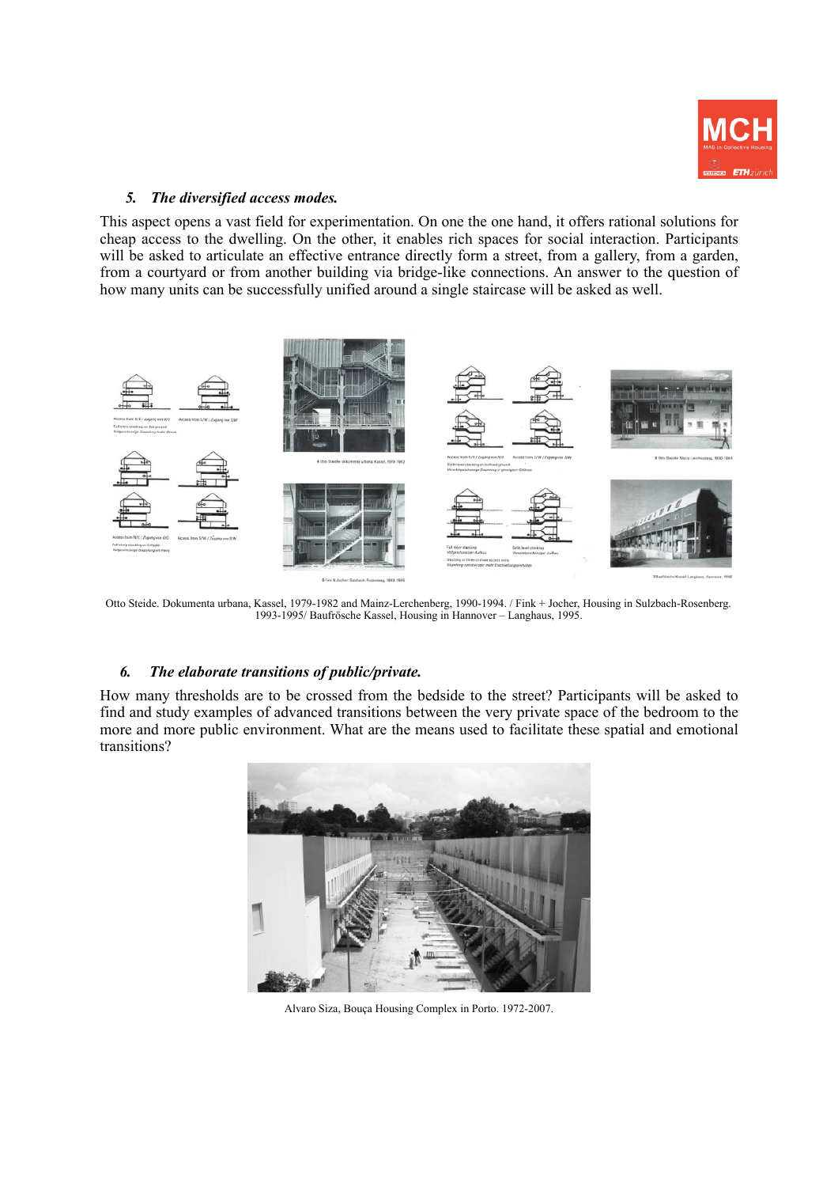### 5. *The diversified access modes.*

This aspect opens a vast field for experimentation. On one the one hand, it offers rational solutions for cheap access to the dwelling. On the other, it enables rich spaces for social interaction. Participants will be asked to articulate an effective entrance directly form a street, from a gallery, from a garden, from a courtyard or from another building via bridge-like connections. An answer to the question of how many units can be successfully unified around a single staircase will be asked as well.

Otto Steide. Dokumenta urbana, Kassel, 1979-1982 and Mainz-Lerchenberg, 1990-1994. / Fink + Jocher, Housing in Sulzbach-Rosenberg. 1993-1995/ Baufrösche Kassel, Housing in Hannover – Langhaus, 1995.

### 6. *The elaborate transitions of public/private.*

How many thresholds are to be crossed from the bedside to the street? Participants will be asked to find and study examples of advanced transitions between the very private space of the bedroom to the more and more public environment. What are the means used to facilitate these spatial and emotional transitions?

Alvaro Siza, Bouça Housing Complex in Porto. 1972-2007.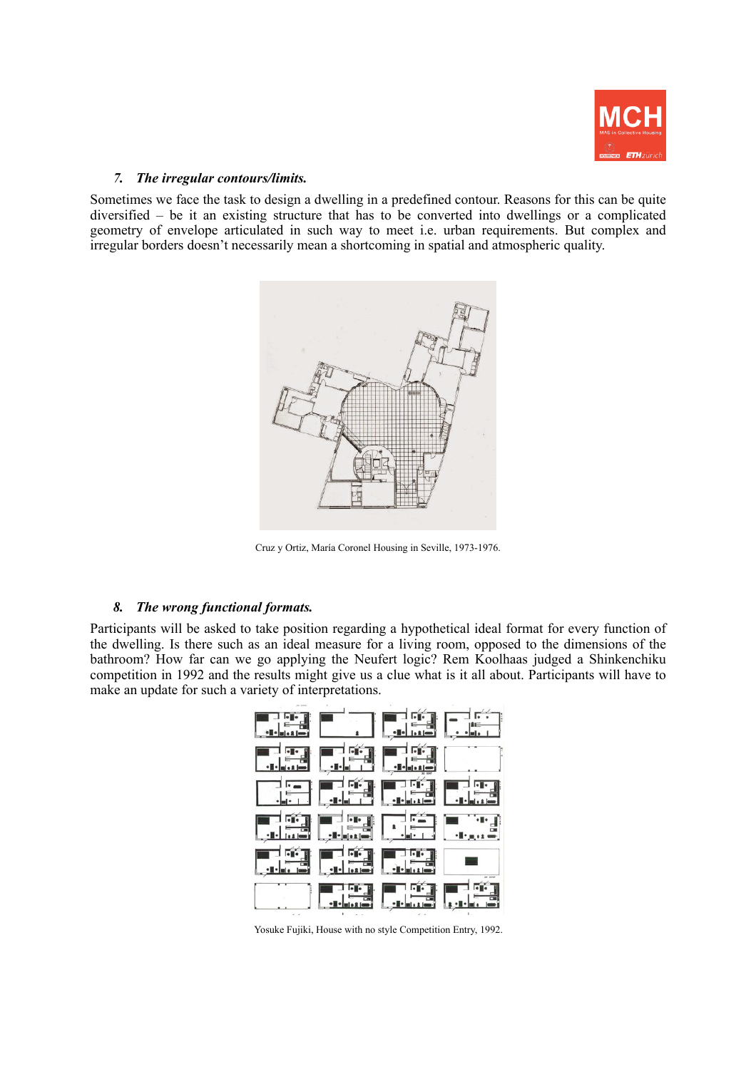### 7. *The irregular contours/limits.*

Sometimes we face the task to design a dwelling in a predefined contour. Reasons for this can be quite diversified – be it an existing structure that has to be converted into dwellings or a complicated geometry of envelope articulated in such way to meet i.e. urban requirements. But complex and irregular borders doesn't necessarily mean a shortcoming in spatial and atmospheric quality.

Cruz y Ortiz, María Coronel Housing in Seville, 1973-1976.

### 8. *The wrong functional formats.*

Participants will be asked to take position regarding a hypothetical ideal format for every function of the dwelling. Is there such as an ideal measure for a living room, opposed to the dimensions of the bathroom? How far can we go applying the Neufert logic? Rem Koolhaas judged a Shinkenchiku competition in 1992 and the results might give us a clue what is it all about. Participants will have to make an update for such a variety of interpretations.

Yosuke Fujiki, House with no style Competition Entry, 1992.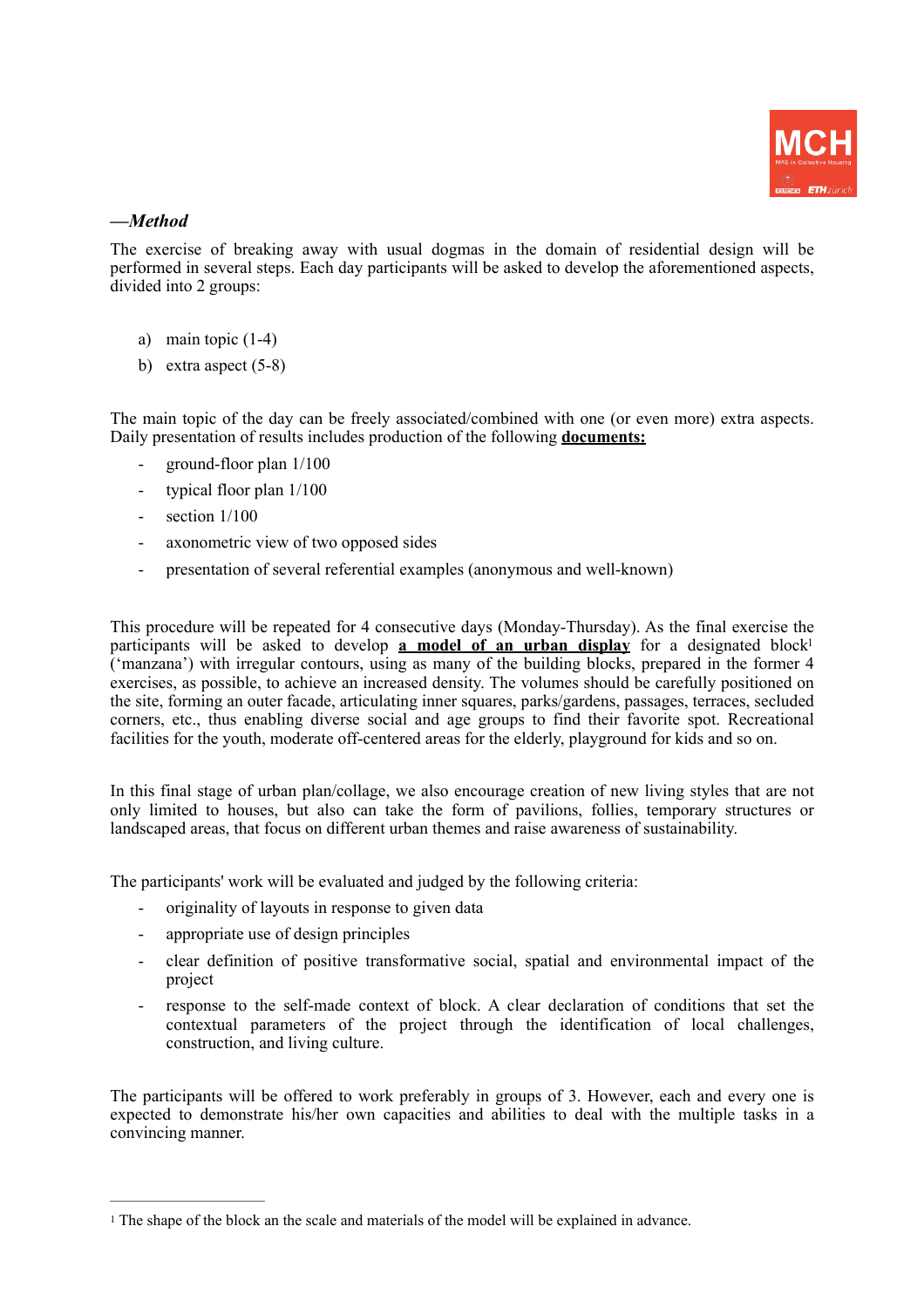## *—Method*

The exercise of breaking away with usual dogmas in the domain of residential design will be performed in several steps. Each day participants will be asked to develop the aforementioned aspects, divided into 2 groups:

a) main topic (1-4)
b) extra aspect (5-8)

The main topic of the day can be freely associated/combined with one (or even more) extra aspects. Daily presentation of results includes production of the following **documents:**

- ground-floor plan 1/100
- typical floor plan 1/100
- section 1/100
- axonometric view of two opposed sides
- presentation of several referential examples (anonymous and well-known)

This procedure will be repeated for 4 consecutive days (Monday-Thursday). As the final exercise the participants will be asked to develop **a model of an urban display** for a designated block[1] ('manzana') with irregular contours, using as many of the building blocks, prepared in the former 4 exercises, as possible, to achieve an increased density. The volumes should be carefully positioned on the site, forming an outer facade, articulating inner squares, parks/gardens, passages, terraces, secluded corners, etc., thus enabling diverse social and age groups to find their favorite spot. Recreational facilities for the youth, moderate off-centered areas for the elderly, playground for kids and so on.

In this final stage of urban plan/collage, we also encourage creation of new living styles that are not only limited to houses, but also can take the form of pavilions, follies, temporary structures or landscaped areas, that focus on different urban themes and raise awareness of sustainability.

The participants' work will be evaluated and judged by the following criteria:

- originality of layouts in response to given data
- appropriate use of design principles
- clear definition of positive transformative social, spatial and environmental impact of the project
- response to the self-made context of block. A clear declaration of conditions that set the contextual parameters of the project through the identification of local challenges, construction, and living culture.

The participants will be offered to work preferably in groups of 3. However, each and every one is expected to demonstrate his/her own capacities and abilities to deal with the multiple tasks in a convincing manner.

---

[1] The shape of the block an the scale and materials of the model will be explained in advance.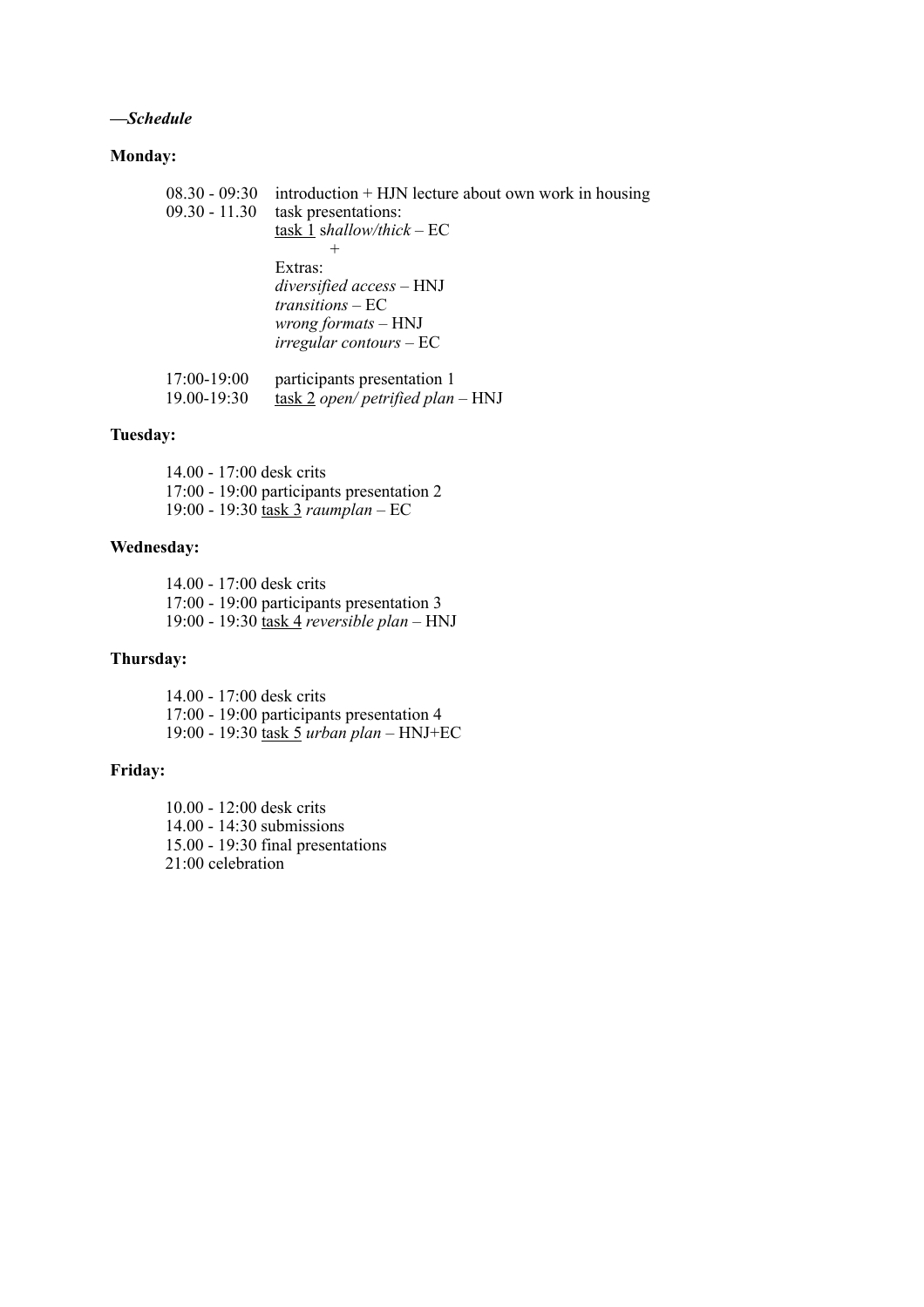***—Schedule***

**Monday:**

08.30 - 09:30 introduction + HJN lecture about own work in housing
09.30 - 11.30 task presentations:
<u>task 1</u> s*hallow/thick* – EC
+
Extras:
*diversified access* – HNJ
*transitions* – EC
*wrong formats* – HNJ
*irregular contours* – EC

17:00-19:00 participants presentation 1
19.00-19:30 <u>task 2</u> *open/ petrified plan* – HNJ

**Tuesday:**

14.00 - 17:00 desk crits
17:00 - 19:00 participants presentation 2
19:00 - 19:30 <u>task 3</u> *raumplan* – EC

**Wednesday:**

14.00 - 17:00 desk crits
17:00 - 19:00 participants presentation 3
19:00 - 19:30 <u>task 4</u> *reversible plan* – HNJ

**Thursday:**

14.00 - 17:00 desk crits
17:00 - 19:00 participants presentation 4
19:00 - 19:30 <u>task 5</u> *urban plan* – HNJ+EC

**Friday:**

10.00 - 12:00 desk crits
14.00 - 14:30 submissions
15.00 - 19:30 final presentations
21:00 celebration